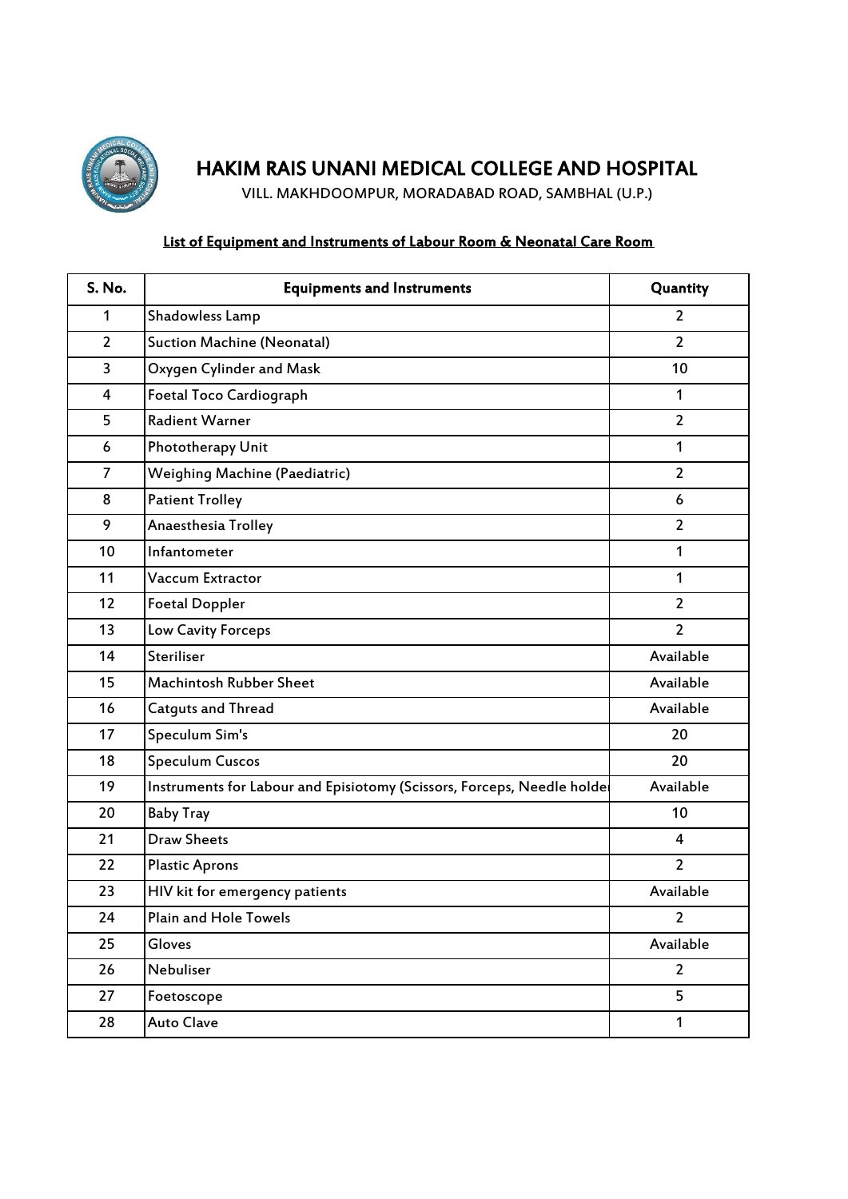# HAKIM RAIS UNANI MEDICAL COLLEGE AND HOSPITAL

VILL. MAKHDOOMPUR, MORADABAD ROAD, SAMBHAL (U.P.)

## List of Equipment and Instruments of Labour Room & Neonatal Care Room

| S. No. | Equipments and Instruments | Quantity |
|---|---|---|
| 1 | Shadowless Lamp | 2 |
| 2 | Suction Machine (Neonatal) | 2 |
| 3 | Oxygen Cylinder and Mask | 10 |
| 4 | Foetal Toco Cardiograph | 1 |
| 5 | Radient Warner | 2 |
| 6 | Phototherapy Unit | 1 |
| 7 | Weighing Machine (Paediatric) | 2 |
| 8 | Patient Trolley | 6 |
| 9 | Anaesthesia Trolley | 2 |
| 10 | Infantometer | 1 |
| 11 | Vaccum Extractor | 1 |
| 12 | Foetal Doppler | 2 |
| 13 | Low Cavity Forceps | 2 |
| 14 | Steriliser | Available |
| 15 | Machintosh Rubber Sheet | Available |
| 16 | Catguts and Thread | Available |
| 17 | Speculum Sim's | 20 |
| 18 | Speculum Cuscos | 20 |
| 19 | Instruments for Labour and Episiotomy (Scissors, Forceps, Needle holder | Available |
| 20 | Baby Tray | 10 |
| 21 | Draw Sheets | 4 |
| 22 | Plastic Aprons | 2 |
| 23 | HIV kit for emergency patients | Available |
| 24 | Plain and Hole Towels | 2 |
| 25 | Gloves | Available |
| 26 | Nebuliser | 2 |
| 27 | Foetoscope | 5 |
| 28 | Auto Clave | 1 |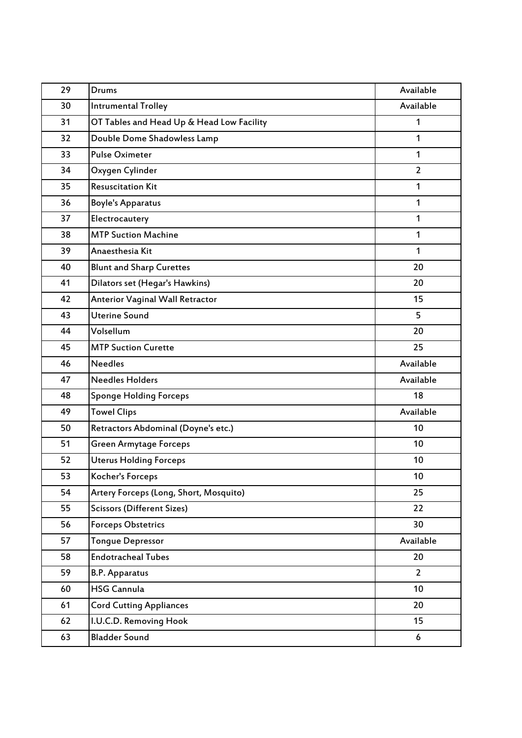| 29 | Drums | Available |
|---|---|---|
| 30 | Intrumental Trolley | Available |
| 31 | OT Tables and Head Up & Head Low Facility | 1 |
| 32 | Double Dome Shadowless Lamp | 1 |
| 33 | Pulse Oximeter | 1 |
| 34 | Oxygen Cylinder | 2 |
| 35 | Resuscitation Kit | 1 |
| 36 | Boyle's Apparatus | 1 |
| 37 | Electrocautery | 1 |
| 38 | MTP Suction Machine | 1 |
| 39 | Anaesthesia Kit | 1 |
| 40 | Blunt and Sharp Curettes | 20 |
| 41 | Dilators set (Hegar's Hawkins) | 20 |
| 42 | Anterior Vaginal Wall Retractor | 15 |
| 43 | Uterine Sound | 5 |
| 44 | Volsellum | 20 |
| 45 | MTP Suction Curette | 25 |
| 46 | Needles | Available |
| 47 | Needles Holders | Available |
| 48 | Sponge Holding Forceps | 18 |
| 49 | Towel Clips | Available |
| 50 | Retractors Abdominal (Doyne's etc.) | 10 |
| 51 | Green Armytage Forceps | 10 |
| 52 | Uterus Holding Forceps | 10 |
| 53 | Kocher's Forceps | 10 |
| 54 | Artery Forceps (Long, Short, Mosquito) | 25 |
| 55 | Scissors (Different Sizes) | 22 |
| 56 | Forceps Obstetrics | 30 |
| 57 | Tongue Depressor | Available |
| 58 | Endotracheal Tubes | 20 |
| 59 | B.P. Apparatus | 2 |
| 60 | HSG Cannula | 10 |
| 61 | Cord Cutting Appliances | 20 |
| 62 | I.U.C.D. Removing Hook | 15 |
| 63 | Bladder Sound | 6 |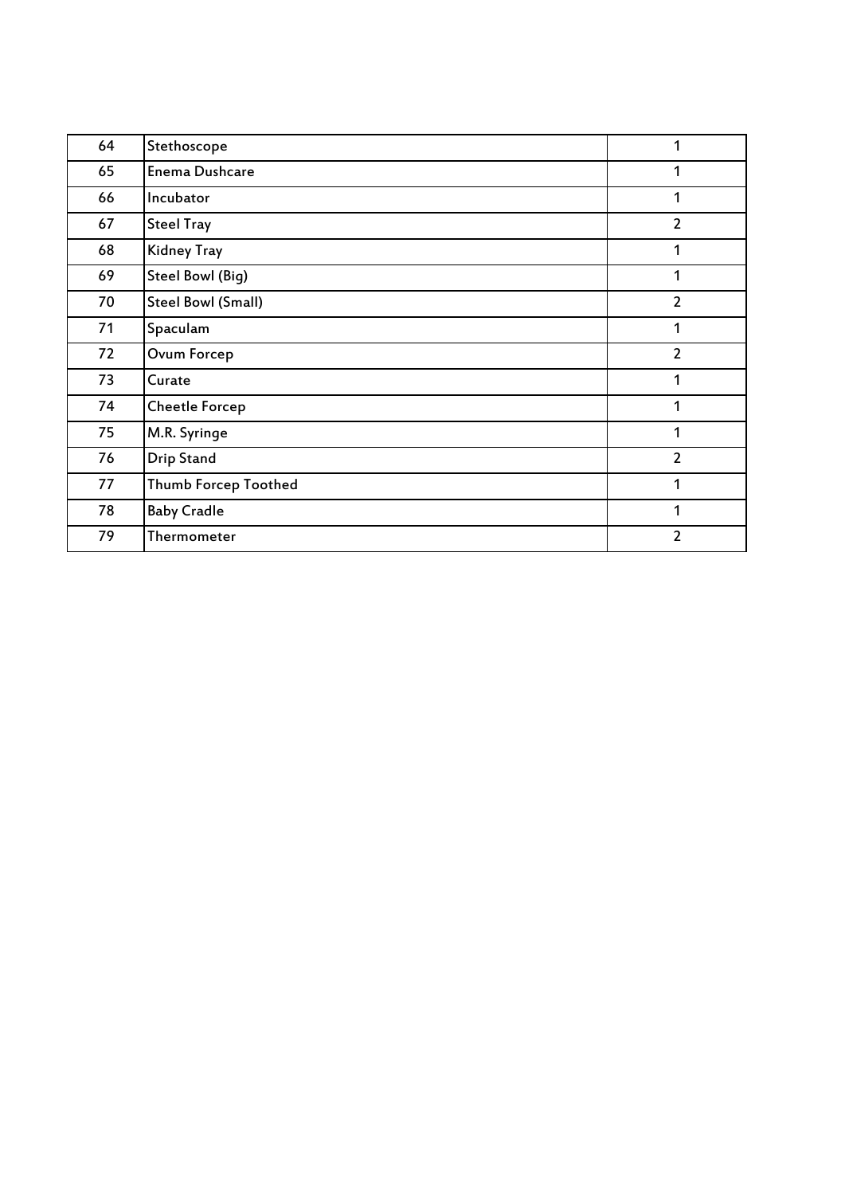| | | |
|---|---|---|
| 64 | Stethoscope | 1 |
| 65 | Enema Dushcare | 1 |
| 66 | Incubator | 1 |
| 67 | Steel Tray | 2 |
| 68 | Kidney Tray | 1 |
| 69 | Steel Bowl (Big) | 1 |
| 70 | Steel Bowl (Small) | 2 |
| 71 | Spaculam | 1 |
| 72 | Ovum Forcep | 2 |
| 73 | Curate | 1 |
| 74 | Cheetle Forcep | 1 |
| 75 | M.R. Syringe | 1 |
| 76 | Drip Stand | 2 |
| 77 | Thumb Forcep Toothed | 1 |
| 78 | Baby Cradle | 1 |
| 79 | Thermometer | 2 |